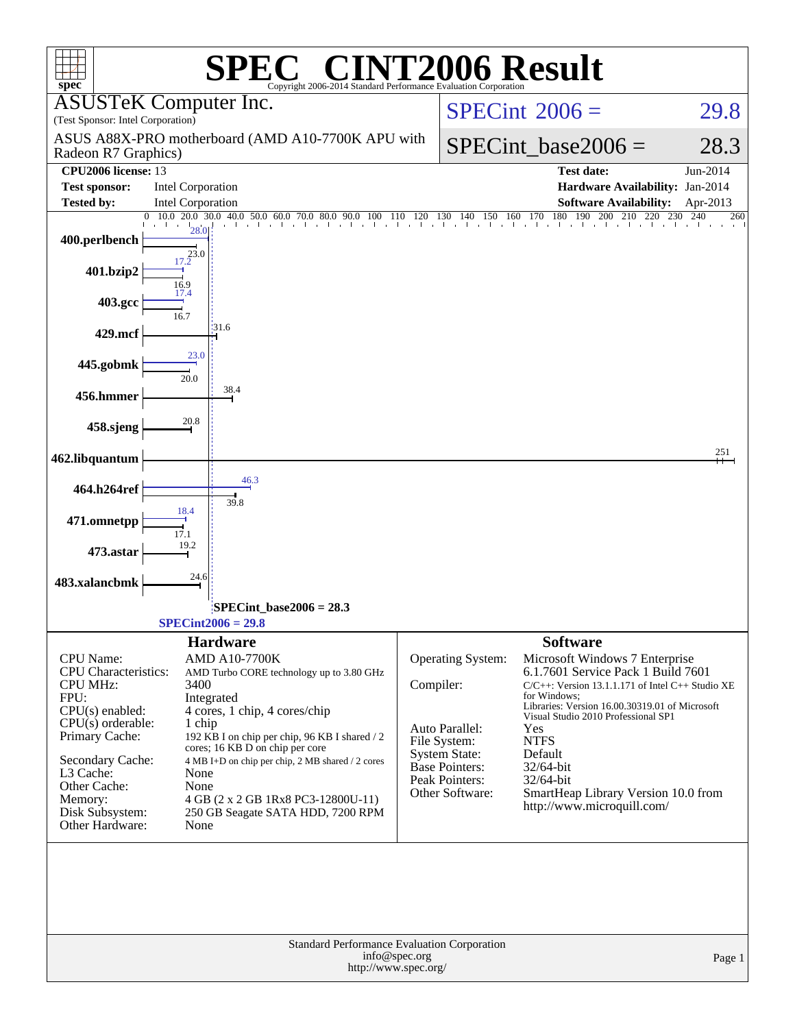# SPEC® CINT2006 Result

Copyright 2006-2014 Standard Performance Evaluation Corporation

**ASUSTeK Computer Inc.**
(Test Sponsor: Intel Corporation)

ASUS A88X-PRO motherboard (AMD A10-7700K APU with Radeon R7 Graphics)

SPECint 2006 = 29.8

SPECint_base2006 = 28.3

| | | | |
|---|---|---|---|
| **CPU2006 license:** | 13 | **Test date:** | Jun-2014 |
| **Test sponsor:** | Intel Corporation | **Hardware Availability:** | Jan-2014 |
| **Tested by:** | Intel Corporation | **Software Availability:** | Apr-2013 |

| Benchmark | Peak | Base |
|---|---|---|
| 400.perlbench | 28.0 | 23.0 |
| 401.bzip2 | 17.2 | 16.9 |
| 403.gcc | 17.4 | 16.7 |
| 429.mcf | | 31.6 |
| 445.gobmk | 23.0 | 20.0 |
| 456.hmmer | | 38.4 |
| 458.sjeng | | 20.8 |
| 462.libquantum | | 251 |
| 464.h264ref | 46.3 | 39.8 |
| 471.omnetpp | 18.4 | 17.1 |
| 473.astar | | 19.2 |
| 483.xalancbmk | | 24.6 |

SPECint_base2006 = 28.3

SPECint2006 = 29.8

## Hardware

| | |
|---|---|
| CPU Name: | AMD A10-7700K |
| CPU Characteristics: | AMD Turbo CORE technology up to 3.80 GHz |
| CPU MHz: | 3400 |
| FPU: | Integrated |
| CPU(s) enabled: | 4 cores, 1 chip, 4 cores/chip |
| CPU(s) orderable: | 1 chip |
| Primary Cache: | 192 KB I on chip per chip, 96 KB I shared / 2 cores; 16 KB D on chip per core |
| Secondary Cache: | 4 MB I+D on chip per chip, 2 MB shared / 2 cores |
| L3 Cache: | None |
| Other Cache: | None |
| Memory: | 4 GB (2 x 2 GB 1Rx8 PC3-12800U-11) |
| Disk Subsystem: | 250 GB Seagate SATA HDD, 7200 RPM |
| Other Hardware: | None |

## Software

| | |
|---|---|
| Operating System: | Microsoft Windows 7 Enterprise 6.1.7601 Service Pack 1 Build 7601 |
| Compiler: | C/C++: Version 13.1.1.171 of Intel C++ Studio XE for Windows; Libraries: Version 16.00.30319.01 of Microsoft Visual Studio 2010 Professional SP1 |
| Auto Parallel: | Yes |
| File System: | NTFS |
| System State: | Default |
| Base Pointers: | 32/64-bit |
| Peak Pointers: | 32/64-bit |
| Other Software: | SmartHeap Library Version 10.0 from http://www.microquill.com/ |

Standard Performance Evaluation Corporation
info@spec.org
http://www.spec.org/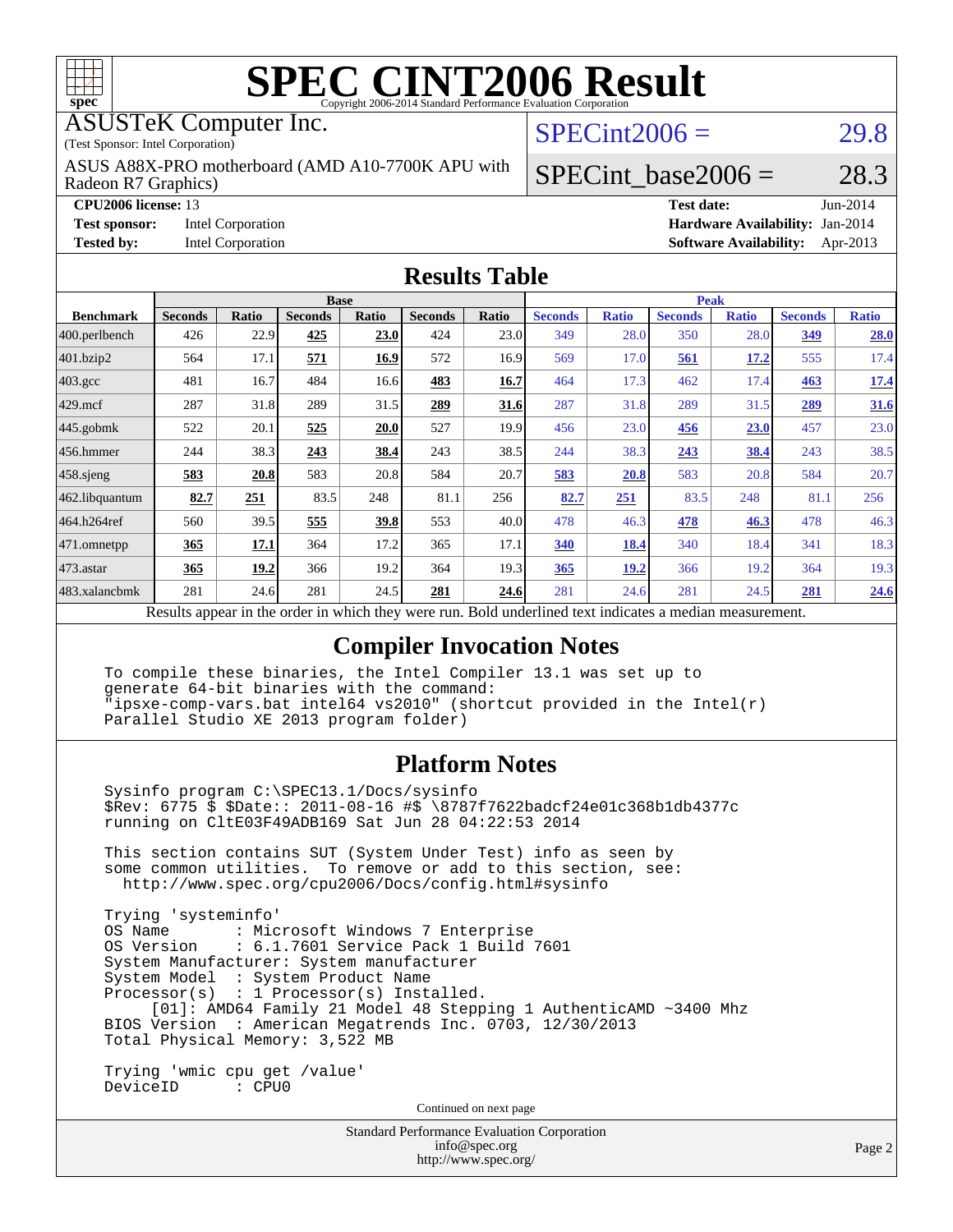# SPEC CINT2006 Result

Copyright 2006-2014 Standard Performance Evaluation Corporation

**ASUSTeK Computer Inc.**
(Test Sponsor: Intel Corporation)

ASUS A88X-PRO motherboard (AMD A10-7700K APU with Radeon R7 Graphics)

SPECint2006 = 29.8

SPECint_base2006 = 28.3

| | | | |
|---|---|---|---|
| **CPU2006 license:** | 13 | **Test date:** | Jun-2014 |
| **Test sponsor:** | Intel Corporation | **Hardware Availability:** | Jan-2014 |
| **Tested by:** | Intel Corporation | **Software Availability:** | Apr-2013 |

## Results Table

| | Base | | | | | | Peak | | | | | |
|---|---|---|---|---|---|---|---|---|---|---|---|---|
| **Benchmark** | **Seconds** | **Ratio** | **Seconds** | **Ratio** | **Seconds** | **Ratio** | **Seconds** | **Ratio** | **Seconds** | **Ratio** | **Seconds** | **Ratio** |
| 400.perlbench | 426 | 22.9 | **425** | **23.0** | 424 | 23.0 | 349 | 28.0 | 350 | 28.0 | **349** | **28.0** |
| 401.bzip2 | 564 | 17.1 | **571** | **16.9** | 572 | 16.9 | 569 | 17.0 | **561** | **17.2** | 555 | 17.4 |
| 403.gcc | 481 | 16.7 | 484 | 16.6 | **483** | **16.7** | 464 | 17.3 | 462 | 17.4 | **463** | **17.4** |
| 429.mcf | 287 | 31.8 | 289 | 31.5 | **289** | **31.6** | 287 | 31.8 | 289 | 31.5 | **289** | **31.6** |
| 445.gobmk | 522 | 20.1 | **525** | **20.0** | 527 | 19.9 | 456 | 23.0 | **456** | **23.0** | 457 | 23.0 |
| 456.hmmer | 244 | 38.3 | **243** | **38.4** | 243 | 38.5 | 244 | 38.3 | **243** | **38.4** | 243 | 38.5 |
| 458.sjeng | **583** | **20.8** | 583 | 20.8 | 584 | 20.7 | **583** | **20.8** | 583 | 20.8 | 584 | 20.7 |
| 462.libquantum | **82.7** | **251** | 83.5 | 248 | 81.1 | 256 | **82.7** | **251** | 83.5 | 248 | 81.1 | 256 |
| 464.h264ref | 560 | 39.5 | **555** | **39.8** | 553 | 40.0 | 478 | 46.3 | **478** | **46.3** | 478 | 46.3 |
| 471.omnetpp | **365** | **17.1** | 364 | 17.2 | 365 | 17.1 | **340** | **18.4** | 340 | 18.4 | 341 | 18.3 |
| 473.astar | **365** | **19.2** | 366 | 19.2 | 364 | 19.3 | **365** | **19.2** | 366 | 19.2 | 364 | 19.3 |
| 483.xalancbmk | 281 | 24.6 | 281 | 24.5 | **281** | **24.6** | 281 | 24.6 | 281 | 24.5 | **281** | **24.6** |

Results appear in the order in which they were run. Bold underlined text indicates a median measurement.

## Compiler Invocation Notes

```
To compile these binaries, the Intel Compiler 13.1 was set up to
generate 64-bit binaries with the command:
"ipsxe-comp-vars.bat intel64 vs2010" (shortcut provided in the Intel(r)
Parallel Studio XE 2013 program folder)
```

## Platform Notes

```
Sysinfo program C:\SPEC13.1/Docs/sysinfo
$Rev: 6775 $ $Date:: 2011-08-16 #$ \8787f7622badcf24e01c368b1db4377c
running on CltE03F49ADB169 Sat Jun 28 04:22:53 2014

This section contains SUT (System Under Test) info as seen by
some common utilities.  To remove or add to this section, see:
  http://www.spec.org/cpu2006/Docs/config.html#sysinfo

Trying 'systeminfo'
OS Name        : Microsoft Windows 7 Enterprise
OS Version     : 6.1.7601 Service Pack 1 Build 7601
System Manufacturer: System manufacturer
System Model   : System Product Name
Processor(s)   : 1 Processor(s) Installed.
     [01]: AMD64 Family 21 Model 48 Stepping 1 AuthenticAMD ~3400 Mhz
BIOS Version   : American Megatrends Inc. 0703, 12/30/2013
Total Physical Memory: 3,522 MB

Trying 'wmic cpu get /value'
DeviceID       : CPU0
```

Continued on next page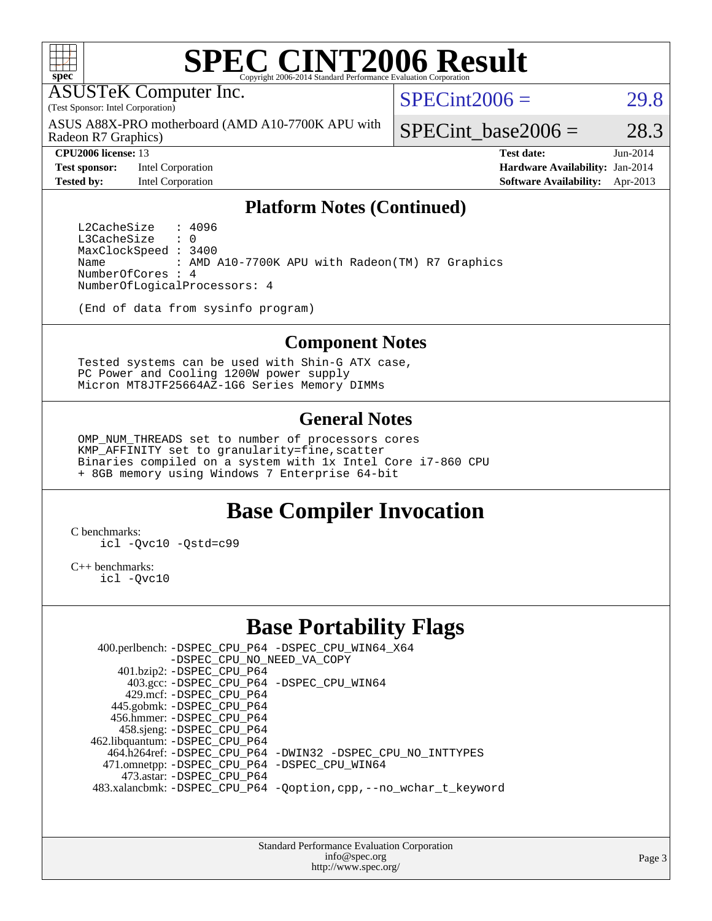# SPEC CINT2006 Result

ASUSTeK Computer Inc.
(Test Sponsor: Intel Corporation)

ASUS A88X-PRO motherboard (AMD A10-7700K APU with Radeon R7 Graphics)

SPECint2006 = 29.8

SPECint_base2006 = 28.3

| | | | |
|---|---|---|---|
| **CPU2006 license:** 13 | | **Test date:** | Jun-2014 |
| **Test sponsor:** | Intel Corporation | **Hardware Availability:** | Jan-2014 |
| **Tested by:** | Intel Corporation | **Software Availability:** | Apr-2013 |

## Platform Notes (Continued)

```
L2CacheSize   : 4096
L3CacheSize   : 0
MaxClockSpeed : 3400
Name          : AMD A10-7700K APU with Radeon(TM) R7 Graphics
NumberOfCores : 4
NumberOfLogicalProcessors: 4

(End of data from sysinfo program)
```

## Component Notes

```
Tested systems can be used with Shin-G ATX case,
PC Power and Cooling 1200W power supply
Micron MT8JTF25664AZ-1G6 Series Memory DIMMs
```

## General Notes

```
OMP_NUM_THREADS set to number of processors cores
KMP_AFFINITY set to granularity=fine,scatter
Binaries compiled on a system with 1x Intel Core i7-860 CPU
+ 8GB memory using Windows 7 Enterprise 64-bit
```

## Base Compiler Invocation

C benchmarks:
```
icl -Qvc10 -Qstd=c99
```

C++ benchmarks:
```
icl -Qvc10
```

## Base Portability Flags

| Benchmark | Flags |
|---|---|
| 400.perlbench: | -DSPEC_CPU_P64 -DSPEC_CPU_WIN64_X64 -DSPEC_CPU_NO_NEED_VA_COPY |
| 401.bzip2: | -DSPEC_CPU_P64 |
| 403.gcc: | -DSPEC_CPU_P64 -DSPEC_CPU_WIN64 |
| 429.mcf: | -DSPEC_CPU_P64 |
| 445.gobmk: | -DSPEC_CPU_P64 |
| 456.hmmer: | -DSPEC_CPU_P64 |
| 458.sjeng: | -DSPEC_CPU_P64 |
| 462.libquantum: | -DSPEC_CPU_P64 |
| 464.h264ref: | -DSPEC_CPU_P64 -DWIN32 -DSPEC_CPU_NO_INTTYPES |
| 471.omnetpp: | -DSPEC_CPU_P64 -DSPEC_CPU_WIN64 |
| 473.astar: | -DSPEC_CPU_P64 |
| 483.xalancbmk: | -DSPEC_CPU_P64 -Qoption,cpp,--no_wchar_t_keyword |

Standard Performance Evaluation Corporation
info@spec.org
http://www.spec.org/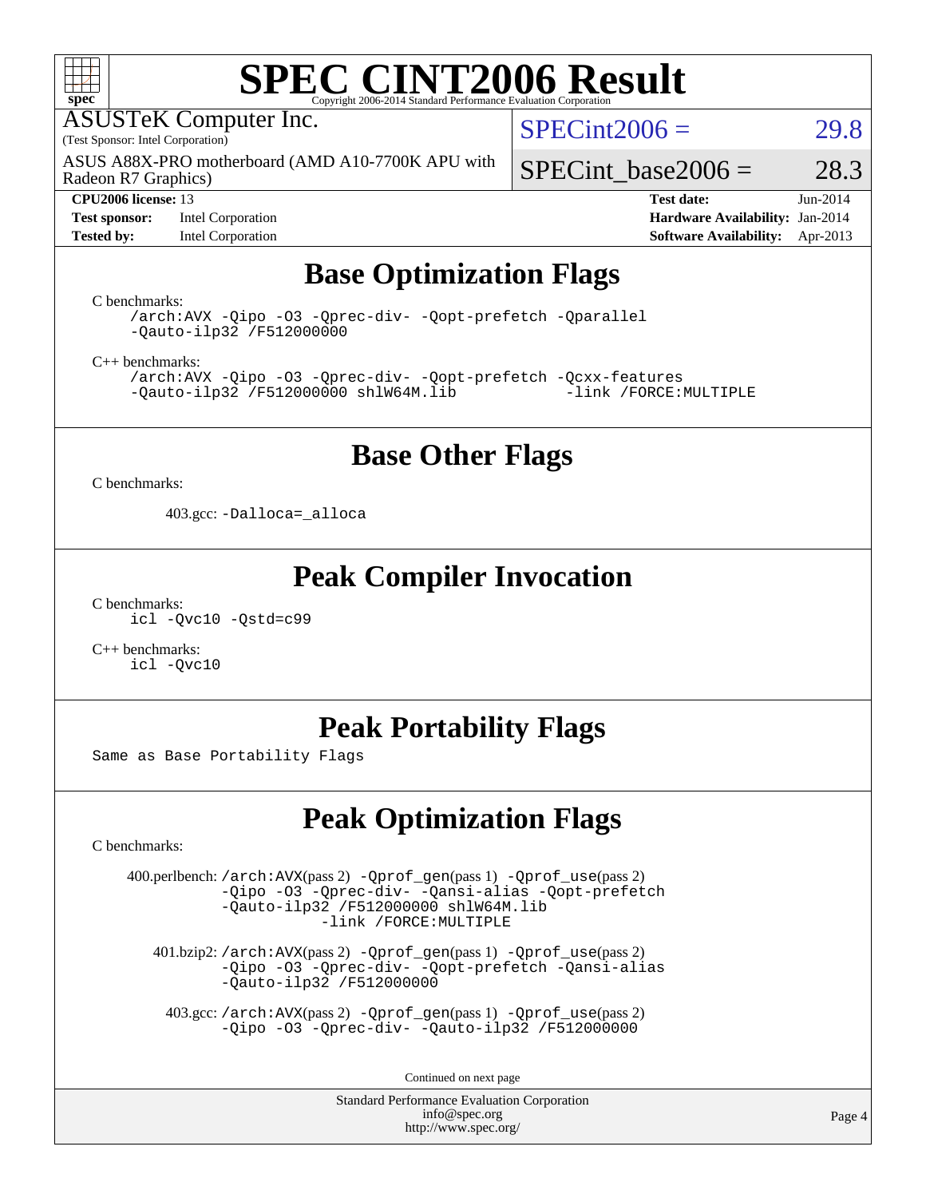# SPEC CINT2006 Result

Copyright 2006-2014 Standard Performance Evaluation Corporation

ASUSTeK Computer Inc.
(Test Sponsor: Intel Corporation)

ASUS A88X-PRO motherboard (AMD A10-7700K APU with Radeon R7 Graphics)

SPECint2006 = 29.8

SPECint_base2006 = 28.3

| | | | |
|---|---|---|---|
| **CPU2006 license:** 13 | | **Test date:** | Jun-2014 |
| **Test sponsor:** | Intel Corporation | **Hardware Availability:** | Jan-2014 |
| **Tested by:** | Intel Corporation | **Software Availability:** | Apr-2013 |

## Base Optimization Flags

C benchmarks:

```
/arch:AVX -Qipo -O3 -Qprec-div- -Qopt-prefetch -Qparallel
-Qauto-ilp32 /F512000000
```

C++ benchmarks:

```
/arch:AVX -Qipo -O3 -Qprec-div- -Qopt-prefetch -Qcxx-features
-Qauto-ilp32 /F512000000 shlW64M.lib          -link /FORCE:MULTIPLE
```

## Base Other Flags

C benchmarks:

403.gcc: `-Dalloca=_alloca`

## Peak Compiler Invocation

C benchmarks:

```
icl -Qvc10 -Qstd=c99
```

C++ benchmarks:

```
icl -Qvc10
```

## Peak Portability Flags

Same as Base Portability Flags

## Peak Optimization Flags

C benchmarks:

400.perlbench: `/arch:AVX`(pass 2) `-Qprof_gen`(pass 1) `-Qprof_use`(pass 2) `-Qipo -O3 -Qprec-div- -Qansi-alias -Qopt-prefetch -Qauto-ilp32 /F512000000 shlW64M.lib -link /FORCE:MULTIPLE`

401.bzip2: `/arch:AVX`(pass 2) `-Qprof_gen`(pass 1) `-Qprof_use`(pass 2) `-Qipo -O3 -Qprec-div- -Qopt-prefetch -Qansi-alias -Qauto-ilp32 /F512000000`

403.gcc: `/arch:AVX`(pass 2) `-Qprof_gen`(pass 1) `-Qprof_use`(pass 2) `-Qipo -O3 -Qprec-div- -Qauto-ilp32 /F512000000`

Continued on next page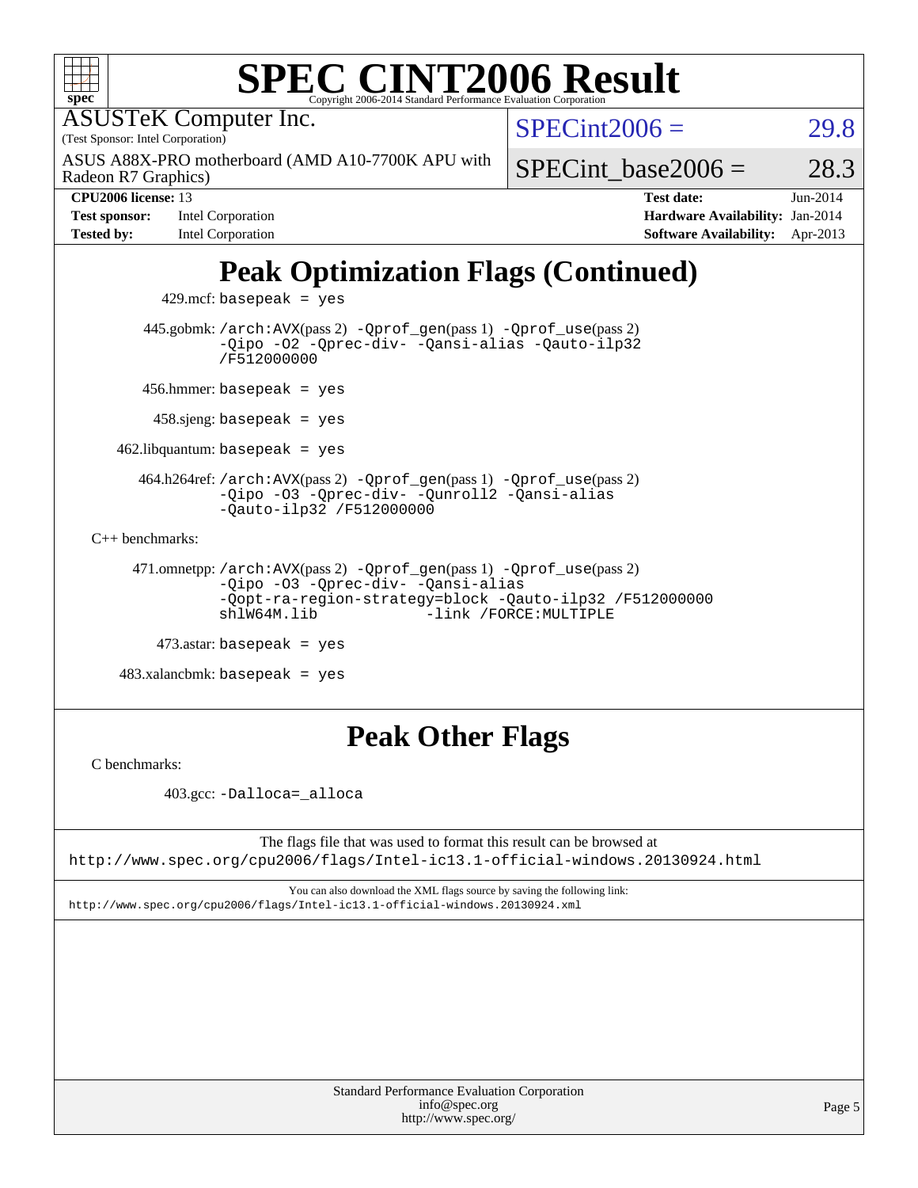# SPEC CINT2006 Result

ASUSTeK Computer Inc.
(Test Sponsor: Intel Corporation)

ASUS A88X-PRO motherboard (AMD A10-7700K APU with Radeon R7 Graphics)

SPECint2006 = 29.8

SPECint_base2006 = 28.3

| | | | |
|---|---|---|---|
| **CPU2006 license:** 13 | | **Test date:** | Jun-2014 |
| **Test sponsor:** | Intel Corporation | **Hardware Availability:** | Jan-2014 |
| **Tested by:** | Intel Corporation | **Software Availability:** | Apr-2013 |

## Peak Optimization Flags (Continued)

429.mcf: basepeak = yes

445.gobmk: /arch:AVX(pass 2) -Qprof_gen(pass 1) -Qprof_use(pass 2) -Qipo -O2 -Qprec-div- -Qansi-alias -Qauto-ilp32 /F512000000

456.hmmer: basepeak = yes

458.sjeng: basepeak = yes

462.libquantum: basepeak = yes

464.h264ref: /arch:AVX(pass 2) -Qprof_gen(pass 1) -Qprof_use(pass 2) -Qipo -O3 -Qprec-div- -Qunroll2 -Qansi-alias -Qauto-ilp32 /F512000000

C++ benchmarks:

471.omnetpp: /arch:AVX(pass 2) -Qprof_gen(pass 1) -Qprof_use(pass 2) -Qipo -O3 -Qprec-div- -Qansi-alias -Qopt-ra-region-strategy=block -Qauto-ilp32 /F512000000 shlW64M.lib -link /FORCE:MULTIPLE

473.astar: basepeak = yes

483.xalancbmk: basepeak = yes

## Peak Other Flags

C benchmarks:

403.gcc: -Dalloca=_alloca

The flags file that was used to format this result can be browsed at
http://www.spec.org/cpu2006/flags/Intel-ic13.1-official-windows.20130924.html

You can also download the XML flags source by saving the following link:
http://www.spec.org/cpu2006/flags/Intel-ic13.1-official-windows.20130924.xml

Standard Performance Evaluation Corporation
info@spec.org
http://www.spec.org/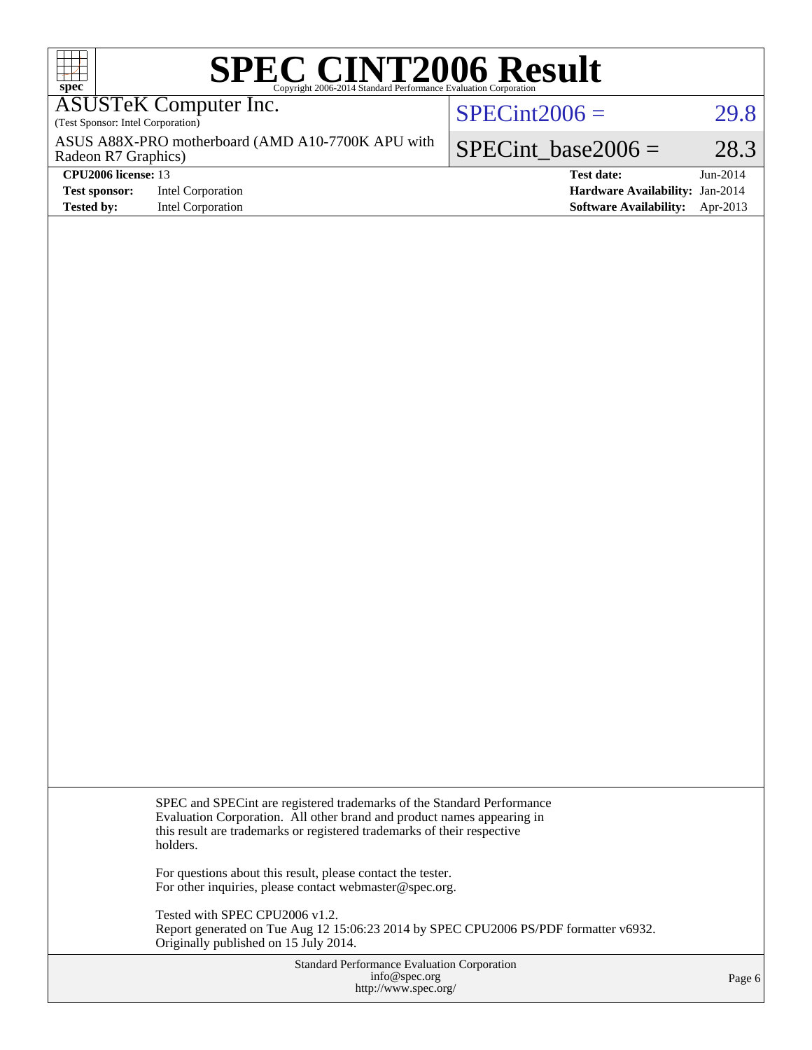SPEC and SPECint are registered trademarks of the Standard Performance Evaluation Corporation. All other brand and product names appearing in this result are trademarks or registered trademarks of their respective holders.

For questions about this result, please contact the tester.
For other inquiries, please contact webmaster@spec.org.

Tested with SPEC CPU2006 v1.2.
Report generated on Tue Aug 12 15:06:23 2014 by SPEC CPU2006 PS/PDF formatter v6932.
Originally published on 15 July 2014.